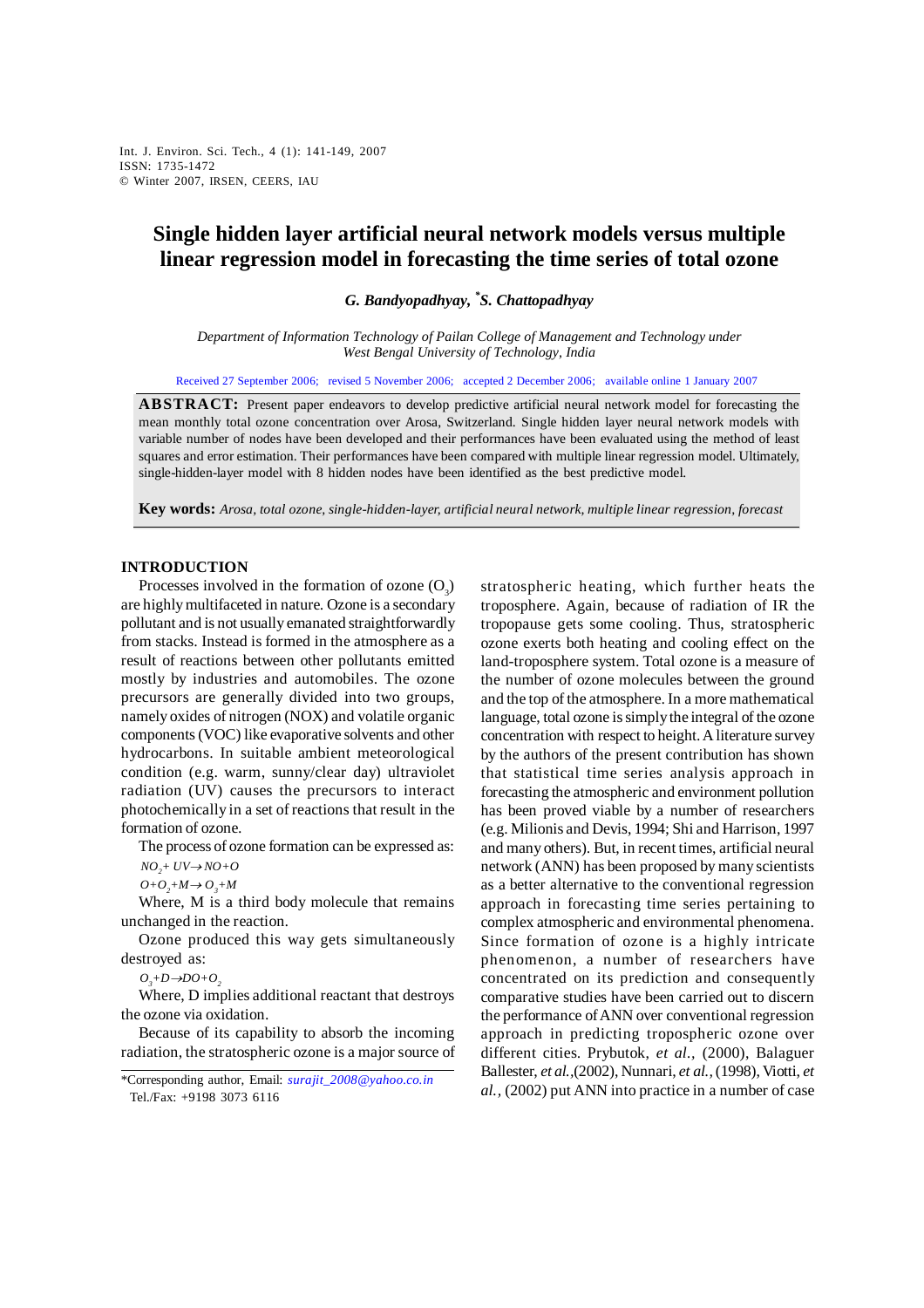# Single hidden layer artificial neural network models versus multiple linear regression model in forecasting the time series of total ozone

***G. Bandyopadhyay, [\*]S. Chattopadhyay***

*Department of Information Technology of Pailan College of Management and Technology under West Bengal University of Technology, India*

Received 27 September 2006; revised 5 November 2006; accepted 2 December 2006; available online 1 January 2007

**ABSTRACT:** Present paper endeavors to develop predictive artificial neural network model for forecasting the mean monthly total ozone concentration over Arosa, Switzerland. Single hidden layer neural network models with variable number of nodes have been developed and their performances have been evaluated using the method of least squares and error estimation. Their performances have been compared with multiple linear regression model. Ultimately, single-hidden-layer model with 8 hidden nodes have been identified as the best predictive model.

**Key words:** *Arosa, total ozone, single-hidden-layer, artificial neural network, multiple linear regression, forecast*

## INTRODUCTION

Processes involved in the formation of ozone ($O_3$) are highly multifaceted in nature. Ozone is a secondary pollutant and is not usually emanated straightforwardly from stacks. Instead is formed in the atmosphere as a result of reactions between other pollutants emitted mostly by industries and automobiles. The ozone precursors are generally divided into two groups, namely oxides of nitrogen (NOX) and volatile organic components (VOC) like evaporative solvents and other hydrocarbons. In suitable ambient meteorological condition (e.g. warm, sunny/clear day) ultraviolet radiation (UV) causes the precursors to interact photochemically in a set of reactions that result in the formation of ozone.

The process of ozone formation can be expressed as:

$$NO_2 + UV \rightarrow NO + O$$

$$O + O_2 + M \rightarrow O_3 + M$$

Where, M is a third body molecule that remains unchanged in the reaction.

Ozone produced this way gets simultaneously destroyed as:

$$O_3 + D \rightarrow DO + O_2$$

Where, D implies additional reactant that destroys the ozone via oxidation.

Because of its capability to absorb the incoming radiation, the stratospheric ozone is a major source of stratospheric heating, which further heats the troposphere. Again, because of radiation of IR the tropopause gets some cooling. Thus, stratospheric ozone exerts both heating and cooling effect on the land-troposphere system. Total ozone is a measure of the number of ozone molecules between the ground and the top of the atmosphere. In a more mathematical language, total ozone is simply the integral of the ozone concentration with respect to height. A literature survey by the authors of the present contribution has shown that statistical time series analysis approach in forecasting the atmospheric and environment pollution has been proved viable by a number of researchers (e.g. Milionis and Devis, 1994; Shi and Harrison, 1997 and many others). But, in recent times, artificial neural network (ANN) has been proposed by many scientists as a better alternative to the conventional regression approach in forecasting time series pertaining to complex atmospheric and environmental phenomena. Since formation of ozone is a highly intricate phenomenon, a number of researchers have concentrated on its prediction and consequently comparative studies have been carried out to discern the performance of ANN over conventional regression approach in predicting tropospheric ozone over different cities. Prybutok, *et al.*, (2000), Balaguer Ballester, *et al.*,(2002), Nunnari, *et al.*, (1998), Viotti, *et al.*, (2002) put ANN into practice in a number of case

\*Corresponding author, Email: *surajit_2008@yahoo.co.in*
Tel./Fax: +9198 3073 6116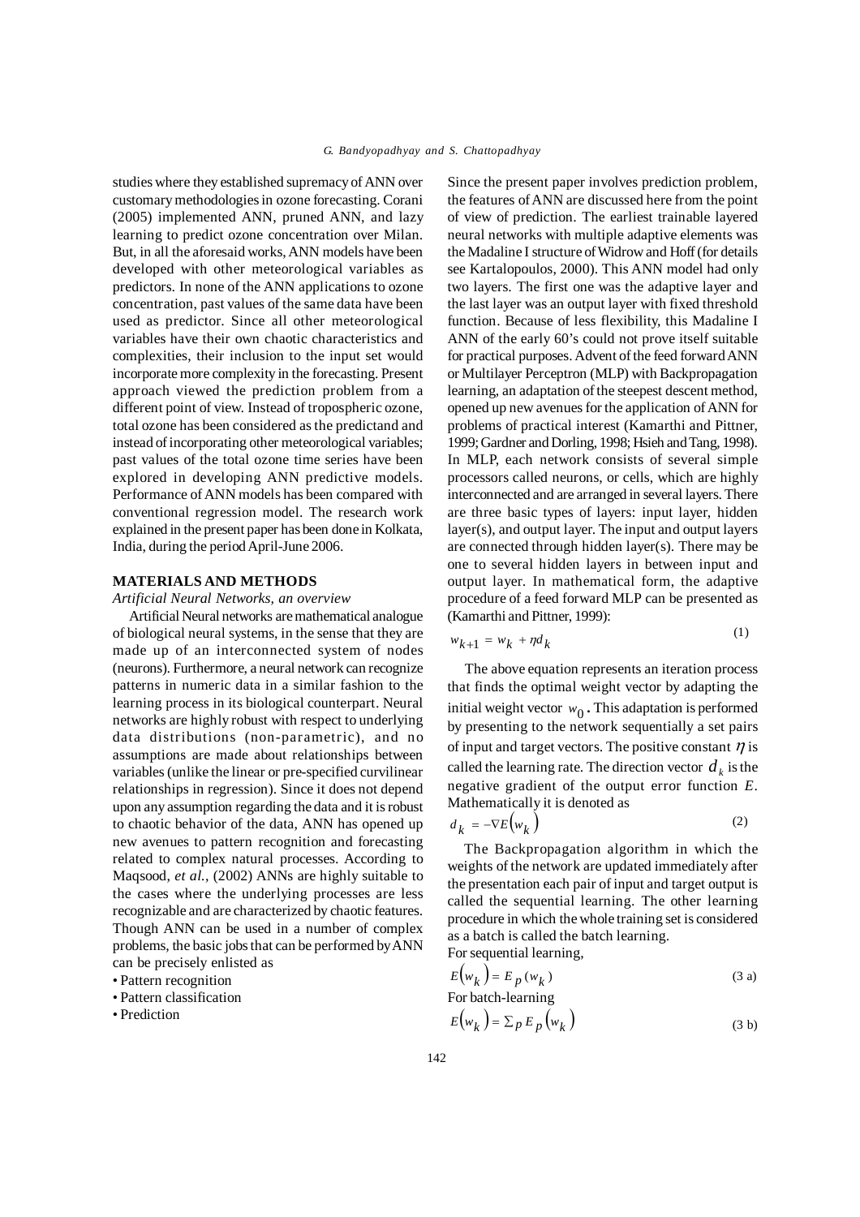studies where they established supremacy of ANN over customary methodologies in ozone forecasting. Corani (2005) implemented ANN, pruned ANN, and lazy learning to predict ozone concentration over Milan. But, in all the aforesaid works, ANN models have been developed with other meteorological variables as predictors. In none of the ANN applications to ozone concentration, past values of the same data have been used as predictor. Since all other meteorological variables have their own chaotic characteristics and complexities, their inclusion to the input set would incorporate more complexity in the forecasting. Present approach viewed the prediction problem from a different point of view. Instead of tropospheric ozone, total ozone has been considered as the predictand and instead of incorporating other meteorological variables; past values of the total ozone time series have been explored in developing ANN predictive models. Performance of ANN models has been compared with conventional regression model. The research work explained in the present paper has been done in Kolkata, India, during the period April-June 2006.

## MATERIALS AND METHODS

### *Artificial Neural Networks, an overview*

Artificial Neural networks are mathematical analogue of biological neural systems, in the sense that they are made up of an interconnected system of nodes (neurons). Furthermore, a neural network can recognize patterns in numeric data in a similar fashion to the learning process in its biological counterpart. Neural networks are highly robust with respect to underlying data distributions (non-parametric), and no assumptions are made about relationships between variables (unlike the linear or pre-specified curvilinear relationships in regression). Since it does not depend upon any assumption regarding the data and it is robust to chaotic behavior of the data, ANN has opened up new avenues to pattern recognition and forecasting related to complex natural processes. According to Maqsood, *et al.,* (2002) ANNs are highly suitable to the cases where the underlying processes are less recognizable and are characterized by chaotic features. Though ANN can be used in a number of complex problems, the basic jobs that can be performed by ANN can be precisely enlisted as

- Pattern recognition
- Pattern classification
- Prediction

Since the present paper involves prediction problem, the features of ANN are discussed here from the point of view of prediction. The earliest trainable layered neural networks with multiple adaptive elements was the Madaline I structure of Widrow and Hoff (for details see Kartalopoulos, 2000). This ANN model had only two layers. The first one was the adaptive layer and the last layer was an output layer with fixed threshold function. Because of less flexibility, this Madaline I ANN of the early 60's could not prove itself suitable for practical purposes. Advent of the feed forward ANN or Multilayer Perceptron (MLP) with Backpropagation learning, an adaptation of the steepest descent method, opened up new avenues for the application of ANN for problems of practical interest (Kamarthi and Pittner, 1999; Gardner and Dorling, 1998; Hsieh and Tang, 1998). In MLP, each network consists of several simple processors called neurons, or cells, which are highly interconnected and are arranged in several layers. There are three basic types of layers: input layer, hidden layer(s), and output layer. The input and output layers are connected through hidden layer(s). There may be one to several hidden layers in between input and output layer. In mathematical form, the adaptive procedure of a feed forward MLP can be presented as (Kamarthi and Pittner, 1999):

$$w_{k+1} = w_k + \eta d_k \tag{1}$$

The above equation represents an iteration process that finds the optimal weight vector by adapting the initial weight vector $w_0$. This adaptation is performed by presenting to the network sequentially a set pairs of input and target vectors. The positive constant $\eta$ is called the learning rate. The direction vector $d_k$ is the negative gradient of the output error function $E$. Mathematically it is denoted as

$$d_k = -\nabla E(w_k) \tag{2}$$

The Backpropagation algorithm in which the weights of the network are updated immediately after the presentation each pair of input and target output is called the sequential learning. The other learning procedure in which the whole training set is considered as a batch is called the batch learning.

For sequential learning,

$$E(w_k) = E_p(w_k) \tag{3 a}$$

For batch-learning

$$E(w_k) = \sum_p E_p(w_k) \tag{3 b}$$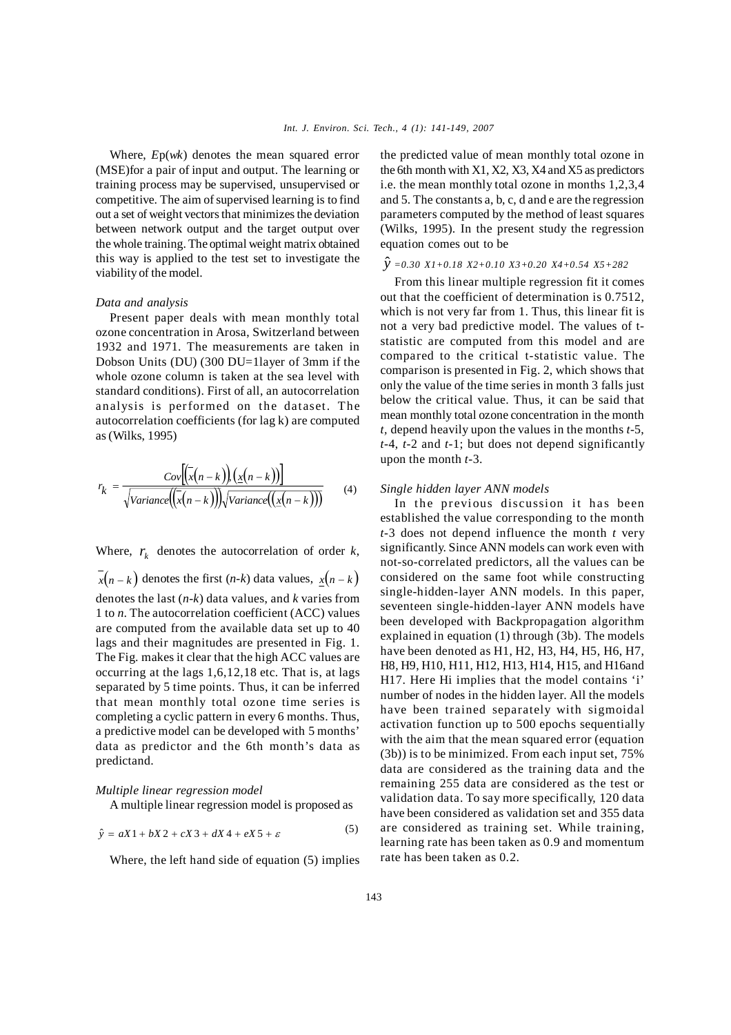Where, $E$p($wk$) denotes the mean squared error (MSE)for a pair of input and output. The learning or training process may be supervised, unsupervised or competitive. The aim of supervised learning is to find out a set of weight vectors that minimizes the deviation between network output and the target output over the whole training. The optimal weight matrix obtained this way is applied to the test set to investigate the viability of the model.

### *Data and analysis*

Present paper deals with mean monthly total ozone concentration in Arosa, Switzerland between 1932 and 1971. The measurements are taken in Dobson Units (DU) (300 DU=1layer of 3mm if the whole ozone column is taken at the sea level with standard conditions). First of all, an autocorrelation analysis is performed on the dataset. The autocorrelation coefficients (for lag k) are computed as (Wilks, 1995)

$$r_k = \frac{Cov\left[\left(\bar{x}(n-k)\right),\left(\underline{x}(n-k)\right)\right]}{\sqrt{Variance\left(\left(\bar{x}(n-k)\right)\right)}\sqrt{Variance\left(\left(\underline{x}(n-k)\right)\right)}} \tag{4}$$

Where, $r_k$ denotes the autocorrelation of order $k$, $\bar{x}(n-k)$ denotes the first ($n$-$k$) data values, $\underline{x}(n-k)$ denotes the last ($n$-$k$) data values, and $k$ varies from 1 to $n$. The autocorrelation coefficient (ACC) values are computed from the available data set up to 40 lags and their magnitudes are presented in Fig. 1. The Fig. makes it clear that the high ACC values are occurring at the lags 1,6,12,18 etc. That is, at lags separated by 5 time points. Thus, it can be inferred that mean monthly total ozone time series is completing a cyclic pattern in every 6 months. Thus, a predictive model can be developed with 5 months' data as predictor and the 6th month's data as predictand.

### *Multiple linear regression model*

A multiple linear regression model is proposed as

$$\hat{y} = aX1 + bX2 + cX3 + dX4 + eX5 + \varepsilon \tag{5}$$

Where, the left hand side of equation (5) implies the predicted value of mean monthly total ozone in the 6th month with X1, X2, X3, X4 and X5 as predictors i.e. the mean monthly total ozone in months 1,2,3,4 and 5. The constants a, b, c, d and e are the regression parameters computed by the method of least squares (Wilks, 1995). In the present study the regression equation comes out to be

$$\hat{y} = 0.30\ X1 + 0.18\ X2 + 0.10\ X3 + 0.20\ X4 + 0.54\ X5 + 282$$

From this linear multiple regression fit it comes out that the coefficient of determination is 0.7512, which is not very far from 1. Thus, this linear fit is not a very bad predictive model. The values of t-statistic are computed from this model and are compared to the critical t-statistic value. The comparison is presented in Fig. 2, which shows that only the value of the time series in month 3 falls just below the critical value. Thus, it can be said that mean monthly total ozone concentration in the month $t$, depend heavily upon the values in the months $t$-5, $t$-4, $t$-2 and $t$-1; but does not depend significantly upon the month $t$-3.

### *Single hidden layer ANN models*

In the previous discussion it has been established the value corresponding to the month $t$-3 does not depend influence the month $t$ very significantly. Since ANN models can work even with not-so-correlated predictors, all the values can be considered on the same foot while constructing single-hidden-layer ANN models. In this paper, seventeen single-hidden-layer ANN models have been developed with Backpropagation algorithm explained in equation (1) through (3b). The models have been denoted as H1, H2, H3, H4, H5, H6, H7, H8, H9, H10, H11, H12, H13, H14, H15, and H16and H17. Here Hi implies that the model contains 'i' number of nodes in the hidden layer. All the models have been trained separately with sigmoidal activation function up to 500 epochs sequentially with the aim that the mean squared error (equation (3b)) is to be minimized. From each input set, 75% data are considered as the training data and the remaining 255 data are considered as the test or validation data. To say more specifically, 120 data have been considered as validation set and 355 data are considered as training set. While training, learning rate has been taken as 0.9 and momentum rate has been taken as 0.2.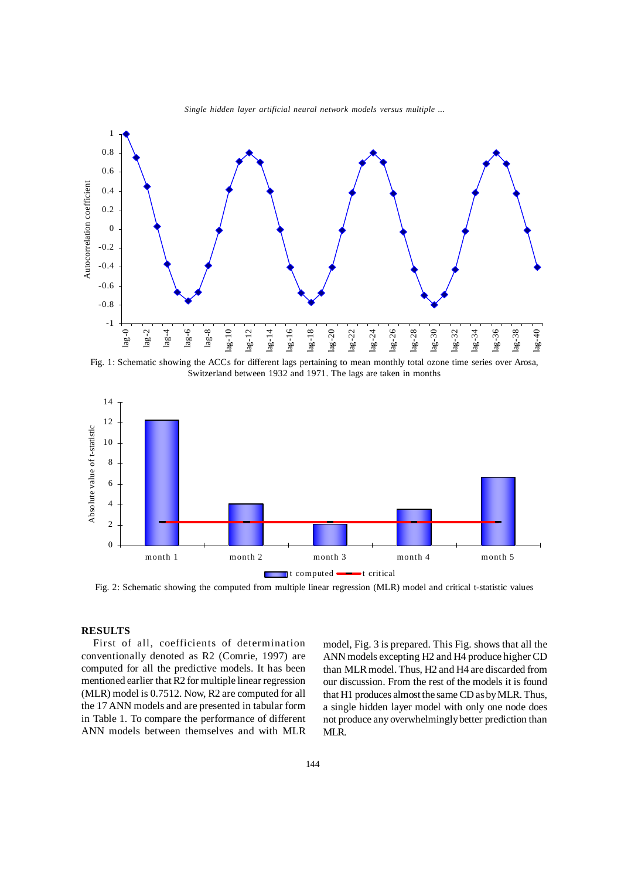Fig. 1: Schematic showing the ACCs for different lags pertaining to mean monthly total ozone time series over Arosa, Switzerland between 1932 and 1971. The lags are taken in months

Fig. 2: Schematic showing the computed from multiple linear regression (MLR) model and critical t-statistic values

## RESULTS

First of all, coefficients of determination conventionally denoted as R2 (Comrie, 1997) are computed for all the predictive models. It has been mentioned earlier that R2 for multiple linear regression (MLR) model is 0.7512. Now, R2 are computed for all the 17 ANN models and are presented in tabular form in Table 1. To compare the performance of different ANN models between themselves and with MLR model, Fig. 3 is prepared. This Fig. shows that all the ANN models excepting H2 and H4 produce higher CD than MLR model. Thus, H2 and H4 are discarded from our discussion. From the rest of the models it is found that H1 produces almost the same CD as by MLR. Thus, a single hidden layer model with only one node does not produce any overwhelmingly better prediction than MLR.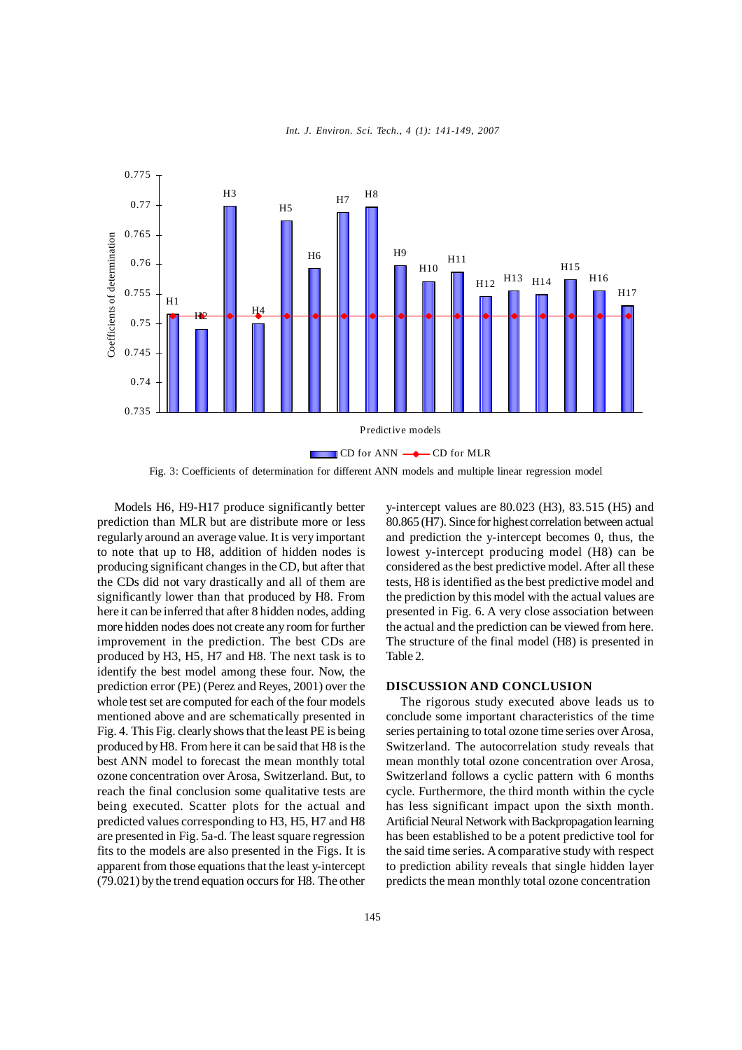Fig. 3: Coefficients of determination for different ANN models and multiple linear regression model

Models H6, H9-H17 produce significantly better prediction than MLR but are distribute more or less regularly around an average value. It is very important to note that up to H8, addition of hidden nodes is producing significant changes in the CD, but after that the CDs did not vary drastically and all of them are significantly lower than that produced by H8. From here it can be inferred that after 8 hidden nodes, adding more hidden nodes does not create any room for further improvement in the prediction. The best CDs are produced by H3, H5, H7 and H8. The next task is to identify the best model among these four. Now, the prediction error (PE) (Perez and Reyes, 2001) over the whole test set are computed for each of the four models mentioned above and are schematically presented in Fig. 4. This Fig. clearly shows that the least PE is being produced by H8. From here it can be said that H8 is the best ANN model to forecast the mean monthly total ozone concentration over Arosa, Switzerland. But, to reach the final conclusion some qualitative tests are being executed. Scatter plots for the actual and predicted values corresponding to H3, H5, H7 and H8 are presented in Fig. 5a-d. The least square regression fits to the models are also presented in the Figs. It is apparent from those equations that the least y-intercept (79.021) by the trend equation occurs for H8. The other y-intercept values are 80.023 (H3), 83.515 (H5) and 80.865 (H7). Since for highest correlation between actual and prediction the y-intercept becomes 0, thus, the lowest y-intercept producing model (H8) can be considered as the best predictive model. After all these tests, H8 is identified as the best predictive model and the prediction by this model with the actual values are presented in Fig. 6. A very close association between the actual and the prediction can be viewed from here. The structure of the final model (H8) is presented in Table 2.

## DISCUSSION AND CONCLUSION

The rigorous study executed above leads us to conclude some important characteristics of the time series pertaining to total ozone time series over Arosa, Switzerland. The autocorrelation study reveals that mean monthly total ozone concentration over Arosa, Switzerland follows a cyclic pattern with 6 months cycle. Furthermore, the third month within the cycle has less significant impact upon the sixth month. Artificial Neural Network with Backpropagation learning has been established to be a potent predictive tool for the said time series. A comparative study with respect to prediction ability reveals that single hidden layer predicts the mean monthly total ozone concentration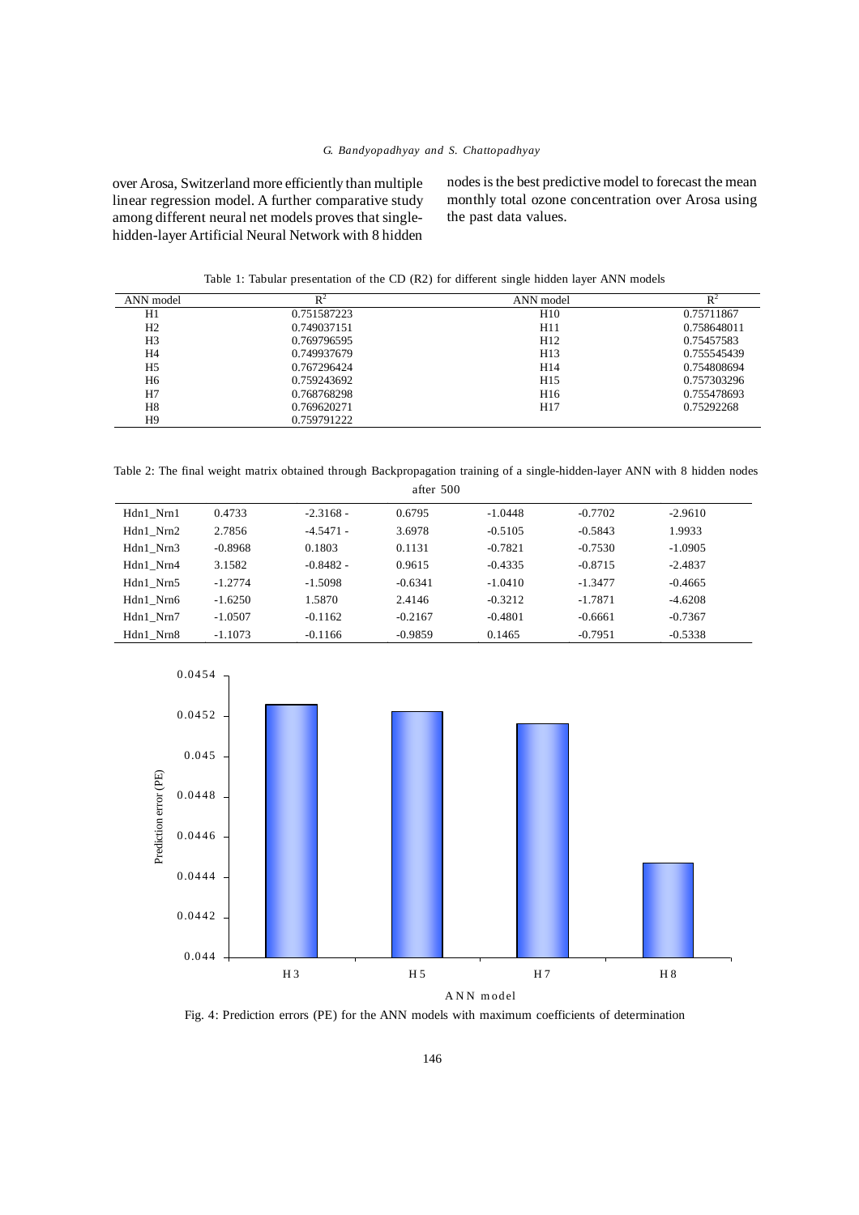over Arosa, Switzerland more efficiently than multiple linear regression model. A further comparative study among different neural net models proves that single-hidden-layer Artificial Neural Network with 8 hidden nodes is the best predictive model to forecast the mean monthly total ozone concentration over Arosa using the past data values.

Table 1: Tabular presentation of the CD (R2) for different single hidden layer ANN models

| ANN model | $R^2$ | ANN model | $R^2$ |
|---|---|---|---|
| H1 | 0.751587223 | H10 | 0.75711867 |
| H2 | 0.749037151 | H11 | 0.758648011 |
| H3 | 0.769796595 | H12 | 0.75457583 |
| H4 | 0.749937679 | H13 | 0.755545439 |
| H5 | 0.767296424 | H14 | 0.754808694 |
| H6 | 0.759243692 | H15 | 0.757303296 |
| H7 | 0.768768298 | H16 | 0.755478693 |
| H8 | 0.769620271 | H17 | 0.75292268 |
| H9 | 0.759791222 | | |

Table 2: The final weight matrix obtained through Backpropagation training of a single-hidden-layer ANN with 8 hidden nodes after 500

| | | | | | | |
|---|---|---|---|---|---|---|
| Hdn1_Nrn1 | 0.4733 | -2.3168 - | 0.6795 | -1.0448 | -0.7702 | -2.9610 |
| Hdn1_Nrn2 | 2.7856 | -4.5471 - | 3.6978 | -0.5105 | -0.5843 | 1.9933 |
| Hdn1_Nrn3 | -0.8968 | 0.1803 | 0.1131 | -0.7821 | -0.7530 | -1.0905 |
| Hdn1_Nrn4 | 3.1582 | -0.8482 - | 0.9615 | -0.4335 | -0.8715 | -2.4837 |
| Hdn1_Nrn5 | -1.2774 | -1.5098 | -0.6341 | -1.0410 | -1.3477 | -0.4665 |
| Hdn1_Nrn6 | -1.6250 | 1.5870 | 2.4146 | -0.3212 | -1.7871 | -4.6208 |
| Hdn1_Nrn7 | -1.0507 | -0.1162 | -0.2167 | -0.4801 | -0.6661 | -0.7367 |
| Hdn1_Nrn8 | -1.1073 | -0.1166 | -0.9859 | 0.1465 | -0.7951 | -0.5338 |

Fig. 4: Prediction errors (PE) for the ANN models with maximum coefficients of determination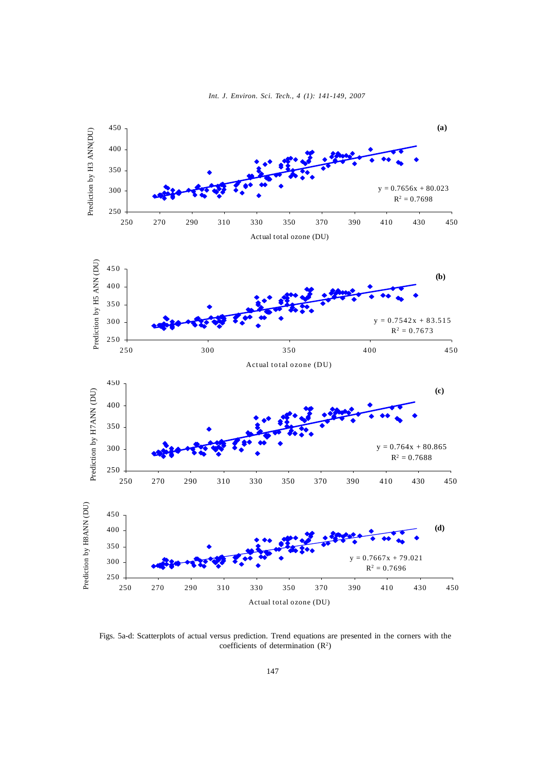Figs. 5a-d: Scatterplots of actual versus prediction. Trend equations are presented in the corners with the coefficients of determination ($R^2$)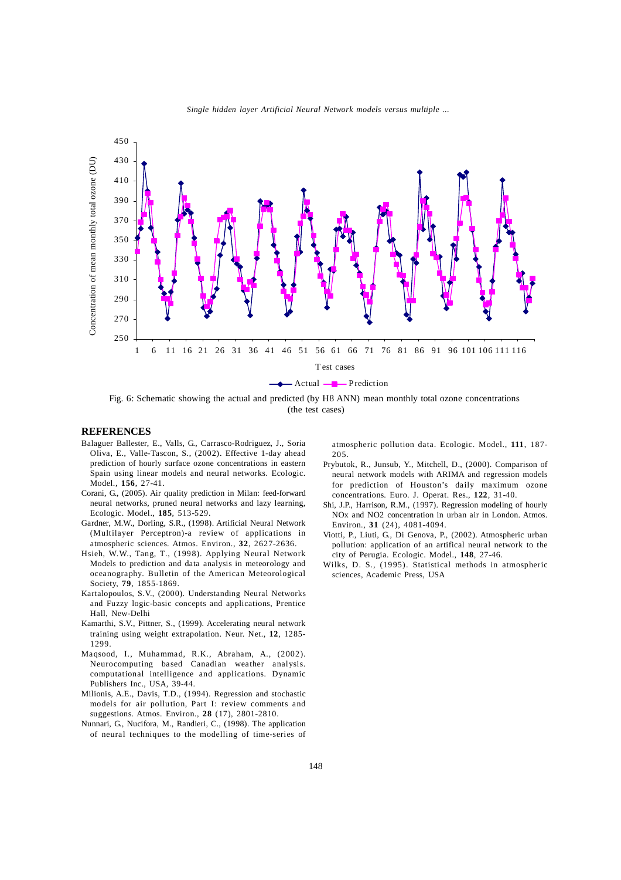Fig. 6: Schematic showing the actual and predicted (by H8 ANN) mean monthly total ozone concentrations (the test cases)

## REFERENCES

Balaguer Ballester, E., Valls, G., Carrasco-Rodriguez, J., Soria Oliva, E., Valle-Tascon, S., (2002). Effective 1-day ahead prediction of hourly surface ozone concentrations in eastern Spain using linear models and neural networks. Ecologic. Model., **156**, 27-41.

Corani, G., (2005). Air quality prediction in Milan: feed-forward neural networks, pruned neural networks and lazy learning, Ecologic. Model., **185**, 513-529.

Gardner, M.W., Dorling, S.R., (1998). Artificial Neural Network (Multilayer Perceptron)-a review of applications in atmospheric sciences. Atmos. Environ., **32**, 2627-2636.

Hsieh, W.W., Tang, T., (1998). Applying Neural Network Models to prediction and data analysis in meteorology and oceanography. Bulletin of the American Meteorological Society, **79**, 1855-1869.

Kartalopoulos, S.V., (2000). Understanding Neural Networks and Fuzzy logic-basic concepts and applications, Prentice Hall, New-Delhi

Kamarthi, S.V., Pittner, S., (1999). Accelerating neural network training using weight extrapolation. Neur. Net., **12**, 1285-1299.

Maqsood, I., Muhammad, R.K., Abraham, A., (2002). Neurocomputing based Canadian weather analysis. computational intelligence and applications. Dynamic Publishers Inc., USA, 39-44.

Milionis, A.E., Davis, T.D., (1994). Regression and stochastic models for air pollution, Part I: review comments and suggestions. Atmos. Environ., **28** (17), 2801-2810.

Nunnari, G., Nucifora, M., Randieri, C., (1998). The application of neural techniques to the modelling of time-series of atmospheric pollution data. Ecologic. Model., **111**, 187-205.

Prybutok, R., Junsub, Y., Mitchell, D., (2000). Comparison of neural network models with ARIMA and regression models for prediction of Houston's daily maximum ozone concentrations. Euro. J. Operat. Res., **122**, 31-40.

Shi, J.P., Harrison, R.M., (1997). Regression modeling of hourly NOx and NO2 concentration in urban air in London. Atmos. Environ., **31** (24), 4081-4094.

Viotti, P., Liuti, G., Di Genova, P., (2002). Atmospheric urban pollution: application of an artifical neural network to the city of Perugia. Ecologic. Model., **148**, 27-46.

Wilks, D. S., (1995). Statistical methods in atmospheric sciences, Academic Press, USA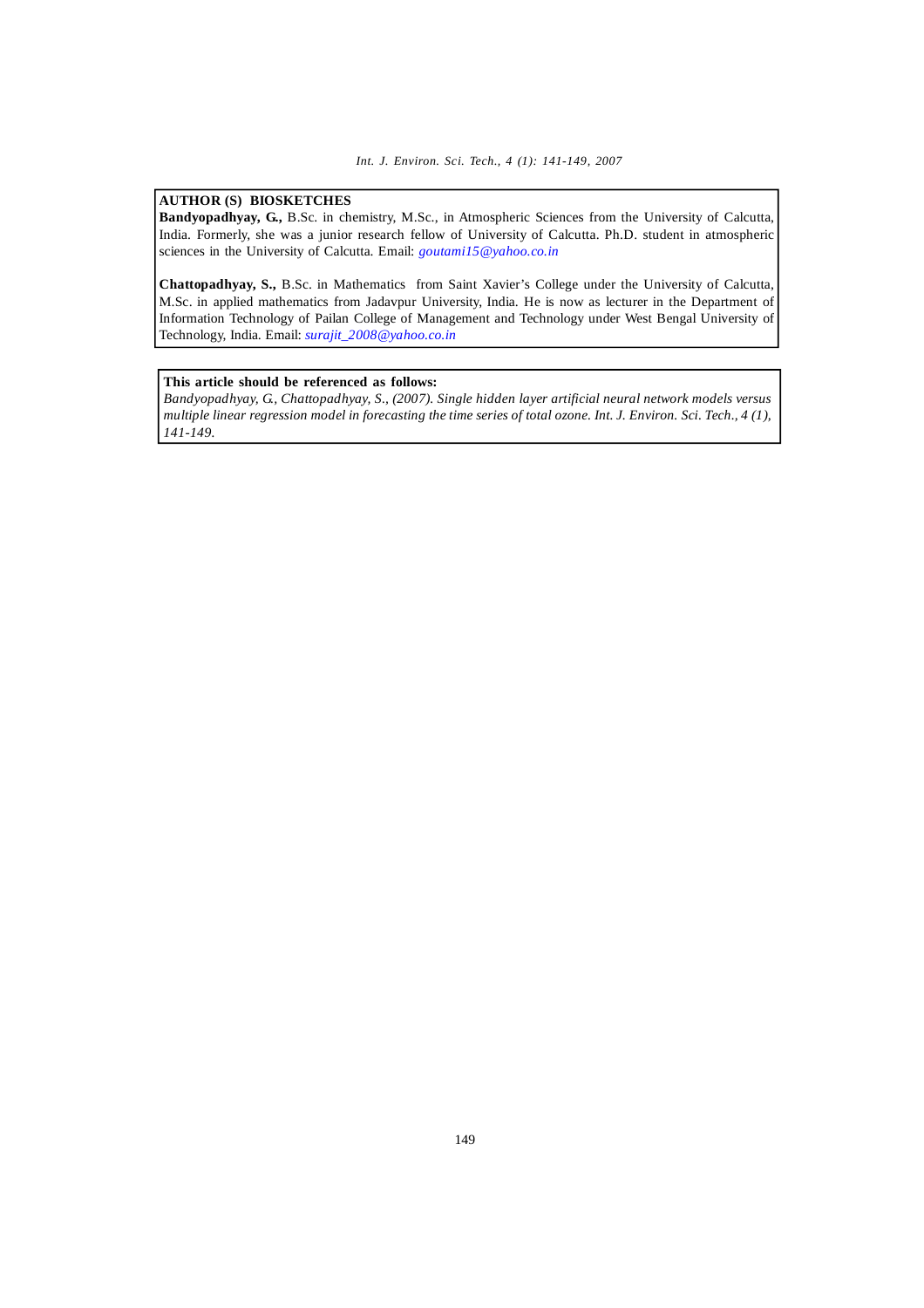**AUTHOR (S) BIOSKETCHES**

**Bandyopadhyay, G.,** B.Sc. in chemistry, M.Sc., in Atmospheric Sciences from the University of Calcutta, India. Formerly, she was a junior research fellow of University of Calcutta. Ph.D. student in atmospheric sciences in the University of Calcutta. Email: *goutami15@yahoo.co.in*

**Chattopadhyay, S.,** B.Sc. in Mathematics from Saint Xavier's College under the University of Calcutta, M.Sc. in applied mathematics from Jadavpur University, India. He is now as lecturer in the Department of Information Technology of Pailan College of Management and Technology under West Bengal University of Technology, India. Email: *surajit_2008@yahoo.co.in*

**This article should be referenced as follows:**

*Bandyopadhyay, G., Chattopadhyay, S., (2007). Single hidden layer artificial neural network models versus multiple linear regression model in forecasting the time series of total ozone. Int. J. Environ. Sci. Tech., 4 (1), 141-149.*